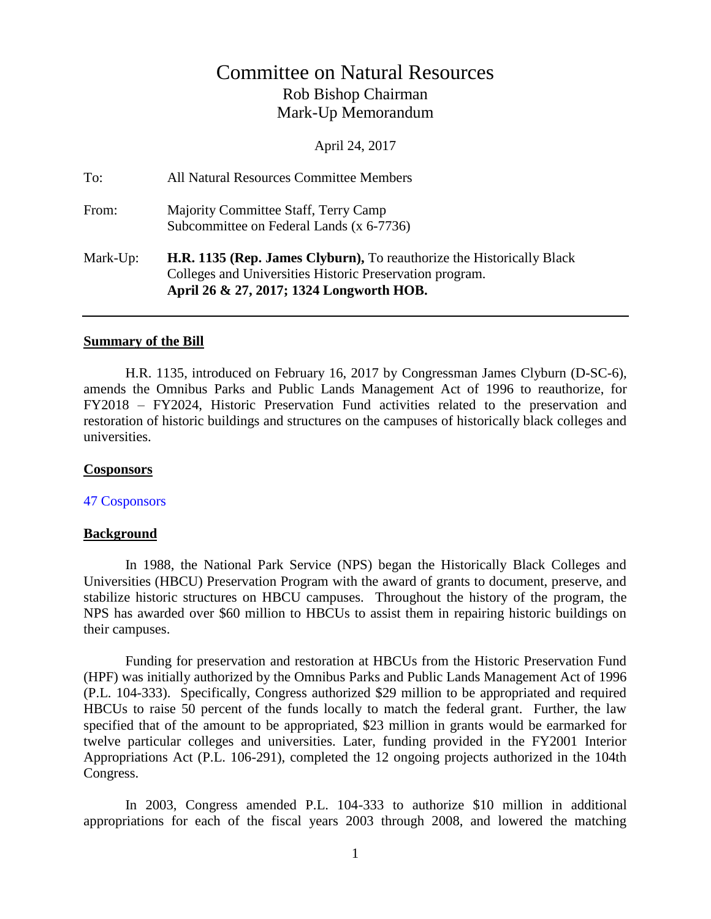# Committee on Natural Resources

## Rob Bishop Chairman

## Mark-Up Memorandum

April 24, 2017

To: All Natural Resources Committee Members

From: Majority Committee Staff, Terry Camp
Subcommittee on Federal Lands (x 6-7736)

Mark-Up: **H.R. 1135 (Rep. James Clyburn),** To reauthorize the Historically Black Colleges and Universities Historic Preservation program.
**April 26 & 27, 2017; 1324 Longworth HOB.**

---

**Summary of the Bill**

H.R. 1135, introduced on February 16, 2017 by Congressman James Clyburn (D-SC-6), amends the Omnibus Parks and Public Lands Management Act of 1996 to reauthorize, for FY2018 – FY2024, Historic Preservation Fund activities related to the preservation and restoration of historic buildings and structures on the campuses of historically black colleges and universities.

**Cosponsors**

47 Cosponsors

**Background**

In 1988, the National Park Service (NPS) began the Historically Black Colleges and Universities (HBCU) Preservation Program with the award of grants to document, preserve, and stabilize historic structures on HBCU campuses. Throughout the history of the program, the NPS has awarded over $60 million to HBCUs to assist them in repairing historic buildings on their campuses.

Funding for preservation and restoration at HBCUs from the Historic Preservation Fund (HPF) was initially authorized by the Omnibus Parks and Public Lands Management Act of 1996 (P.L. 104-333). Specifically, Congress authorized $29 million to be appropriated and required HBCUs to raise 50 percent of the funds locally to match the federal grant. Further, the law specified that of the amount to be appropriated, $23 million in grants would be earmarked for twelve particular colleges and universities. Later, funding provided in the FY2001 Interior Appropriations Act (P.L. 106-291), completed the 12 ongoing projects authorized in the 104th Congress.

In 2003, Congress amended P.L. 104-333 to authorize $10 million in additional appropriations for each of the fiscal years 2003 through 2008, and lowered the matching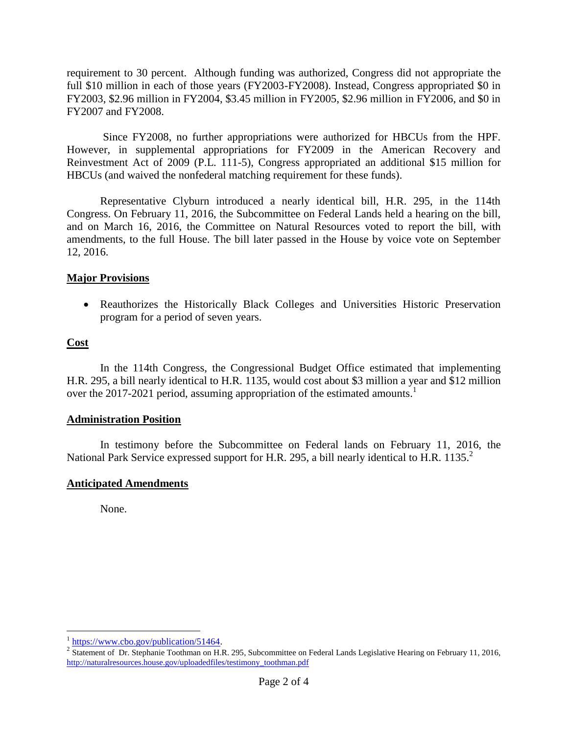requirement to 30 percent. Although funding was authorized, Congress did not appropriate the full $10 million in each of those years (FY2003-FY2008). Instead, Congress appropriated $0 in FY2003, $2.96 million in FY2004, $3.45 million in FY2005, $2.96 million in FY2006, and $0 in FY2007 and FY2008.

Since FY2008, no further appropriations were authorized for HBCUs from the HPF. However, in supplemental appropriations for FY2009 in the American Recovery and Reinvestment Act of 2009 (P.L. 111-5), Congress appropriated an additional $15 million for HBCUs (and waived the nonfederal matching requirement for these funds).

Representative Clyburn introduced a nearly identical bill, H.R. 295, in the 114th Congress. On February 11, 2016, the Subcommittee on Federal Lands held a hearing on the bill, and on March 16, 2016, the Committee on Natural Resources voted to report the bill, with amendments, to the full House. The bill later passed in the House by voice vote on September 12, 2016.

**Major Provisions**

- Reauthorizes the Historically Black Colleges and Universities Historic Preservation program for a period of seven years.

**Cost**

In the 114th Congress, the Congressional Budget Office estimated that implementing H.R. 295, a bill nearly identical to H.R. 1135, would cost about $3 million a year and $12 million over the 2017-2021 period, assuming appropriation of the estimated amounts.[1]

**Administration Position**

In testimony before the Subcommittee on Federal lands on February 11, 2016, the National Park Service expressed support for H.R. 295, a bill nearly identical to H.R. 1135.[2]

**Anticipated Amendments**

None.

---

[1] https://www.cbo.gov/publication/51464.

[2] Statement of Dr. Stephanie Toothman on H.R. 295, Subcommittee on Federal Lands Legislative Hearing on February 11, 2016, http://naturalresources.house.gov/uploadedfiles/testimony_toothman.pdf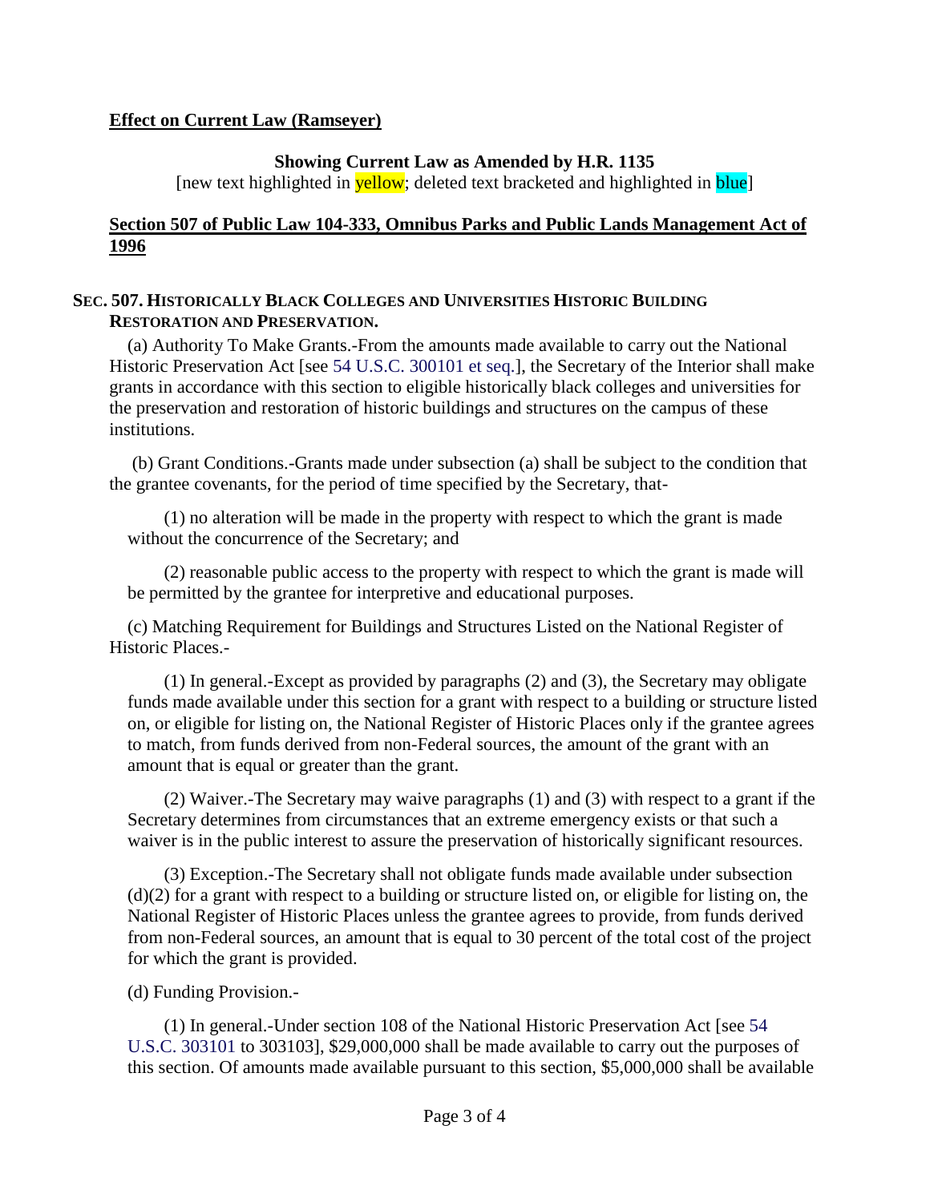**Effect on Current Law (Ramseyer)**

**Showing Current Law as Amended by H.R. 1135**

[new text highlighted in yellow; deleted text bracketed and highlighted in blue]

**Section 507 of Public Law 104-333, Omnibus Parks and Public Lands Management Act of 1996**

### SEC. 507. HISTORICALLY BLACK COLLEGES AND UNIVERSITIES HISTORIC BUILDING RESTORATION AND PRESERVATION.

(a) Authority To Make Grants.-From the amounts made available to carry out the National Historic Preservation Act [see 54 U.S.C. 300101 et seq.], the Secretary of the Interior shall make grants in accordance with this section to eligible historically black colleges and universities for the preservation and restoration of historic buildings and structures on the campus of these institutions.

(b) Grant Conditions.-Grants made under subsection (a) shall be subject to the condition that the grantee covenants, for the period of time specified by the Secretary, that-

(1) no alteration will be made in the property with respect to which the grant is made without the concurrence of the Secretary; and

(2) reasonable public access to the property with respect to which the grant is made will be permitted by the grantee for interpretive and educational purposes.

(c) Matching Requirement for Buildings and Structures Listed on the National Register of Historic Places.-

(1) In general.-Except as provided by paragraphs (2) and (3), the Secretary may obligate funds made available under this section for a grant with respect to a building or structure listed on, or eligible for listing on, the National Register of Historic Places only if the grantee agrees to match, from funds derived from non-Federal sources, the amount of the grant with an amount that is equal or greater than the grant.

(2) Waiver.-The Secretary may waive paragraphs (1) and (3) with respect to a grant if the Secretary determines from circumstances that an extreme emergency exists or that such a waiver is in the public interest to assure the preservation of historically significant resources.

(3) Exception.-The Secretary shall not obligate funds made available under subsection (d)(2) for a grant with respect to a building or structure listed on, or eligible for listing on, the National Register of Historic Places unless the grantee agrees to provide, from funds derived from non-Federal sources, an amount that is equal to 30 percent of the total cost of the project for which the grant is provided.

(d) Funding Provision.-

(1) In general.-Under section 108 of the National Historic Preservation Act [see 54 U.S.C. 303101 to 303103], $29,000,000 shall be made available to carry out the purposes of this section. Of amounts made available pursuant to this section, $5,000,000 shall be available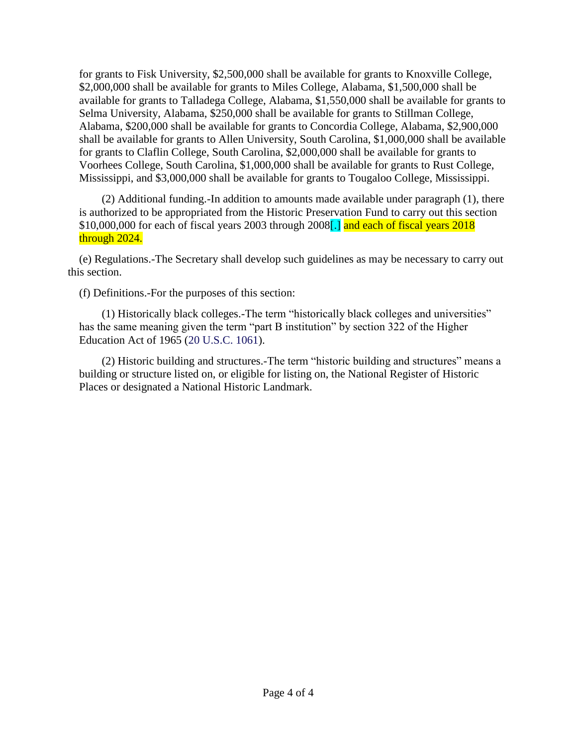for grants to Fisk University, $2,500,000 shall be available for grants to Knoxville College, $2,000,000 shall be available for grants to Miles College, Alabama, $1,500,000 shall be available for grants to Talladega College, Alabama, $1,550,000 shall be available for grants to Selma University, Alabama, $250,000 shall be available for grants to Stillman College, Alabama, $200,000 shall be available for grants to Concordia College, Alabama, $2,900,000 shall be available for grants to Allen University, South Carolina, $1,000,000 shall be available for grants to Claflin College, South Carolina, $2,000,000 shall be available for grants to Voorhees College, South Carolina, $1,000,000 shall be available for grants to Rust College, Mississippi, and $3,000,000 shall be available for grants to Tougaloo College, Mississippi.

(2) Additional funding.-In addition to amounts made available under paragraph (1), there is authorized to be appropriated from the Historic Preservation Fund to carry out this section $10,000,000 for each of fiscal years 2003 through 2008[.] and each of fiscal years 2018 through 2024.

(e) Regulations.-The Secretary shall develop such guidelines as may be necessary to carry out this section.

(f) Definitions.-For the purposes of this section:

(1) Historically black colleges.-The term “historically black colleges and universities” has the same meaning given the term “part B institution” by section 322 of the Higher Education Act of 1965 (20 U.S.C. 1061).

(2) Historic building and structures.-The term “historic building and structures” means a building or structure listed on, or eligible for listing on, the National Register of Historic Places or designated a National Historic Landmark.